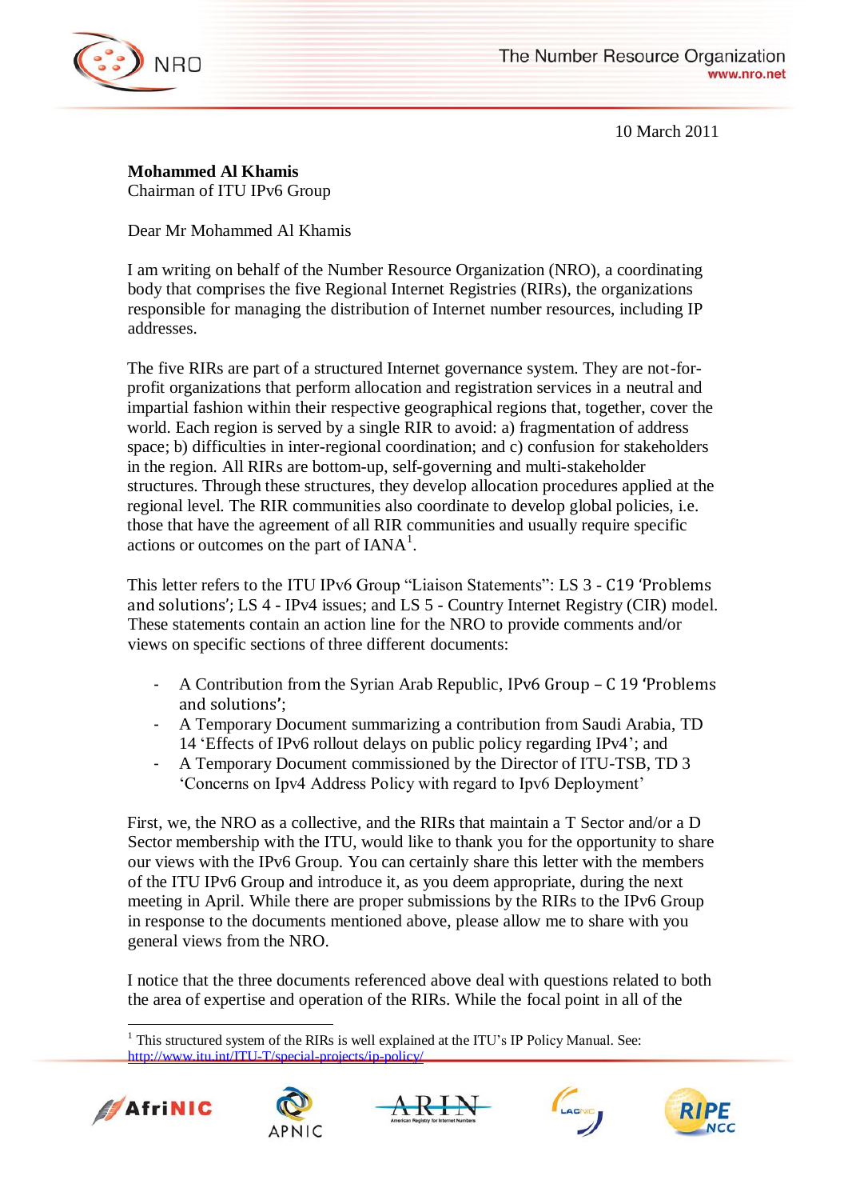10 March 2011

**Mohammed Al Khamis**
Chairman of ITU IPv6 Group

Dear Mr Mohammed Al Khamis

I am writing on behalf of the Number Resource Organization (NRO), a coordinating body that comprises the five Regional Internet Registries (RIRs), the organizations responsible for managing the distribution of Internet number resources, including IP addresses.

The five RIRs are part of a structured Internet governance system. They are not-for-profit organizations that perform allocation and registration services in a neutral and impartial fashion within their respective geographical regions that, together, cover the world. Each region is served by a single RIR to avoid: a) fragmentation of address space; b) difficulties in inter-regional coordination; and c) confusion for stakeholders in the region. All RIRs are bottom-up, self-governing and multi-stakeholder structures. Through these structures, they develop allocation procedures applied at the regional level. The RIR communities also coordinate to develop global policies, i.e. those that have the agreement of all RIR communities and usually require specific actions or outcomes on the part of IANA[1].

This letter refers to the ITU IPv6 Group "Liaison Statements": LS 3 - C19 'Problems and solutions'; LS 4 - IPv4 issues; and LS 5 - Country Internet Registry (CIR) model. These statements contain an action line for the NRO to provide comments and/or views on specific sections of three different documents:

- A Contribution from the Syrian Arab Republic, IPv6 Group – C 19 'Problems and solutions';
- A Temporary Document summarizing a contribution from Saudi Arabia, TD 14 'Effects of IPv6 rollout delays on public policy regarding IPv4'; and
- A Temporary Document commissioned by the Director of ITU-TSB, TD 3 'Concerns on Ipv4 Address Policy with regard to Ipv6 Deployment'

First, we, the NRO as a collective, and the RIRs that maintain a T Sector and/or a D Sector membership with the ITU, would like to thank you for the opportunity to share our views with the IPv6 Group. You can certainly share this letter with the members of the ITU IPv6 Group and introduce it, as you deem appropriate, during the next meeting in April. While there are proper submissions by the RIRs to the IPv6 Group in response to the documents mentioned above, please allow me to share with you general views from the NRO.

I notice that the three documents referenced above deal with questions related to both the area of expertise and operation of the RIRs. While the focal point in all of the

[1] This structured system of the RIRs is well explained at the ITU's IP Policy Manual. See: http://www.itu.int/ITU-T/special-projects/ip-policy/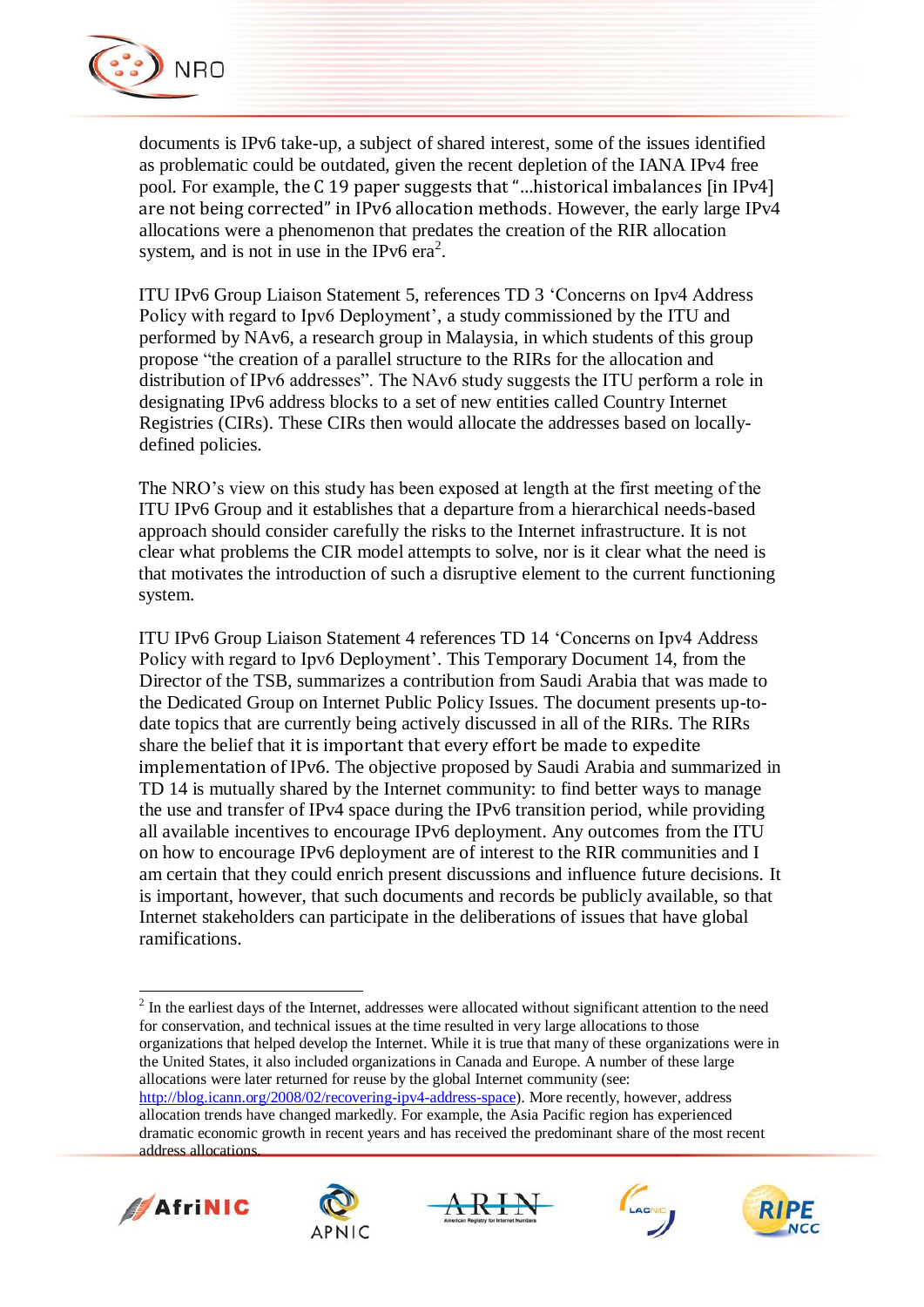documents is IPv6 take-up, a subject of shared interest, some of the issues identified as problematic could be outdated, given the recent depletion of the IANA IPv4 free pool. For example, the C 19 paper suggests that "...historical imbalances [in IPv4] are not being corrected" in IPv6 allocation methods. However, the early large IPv4 allocations were a phenomenon that predates the creation of the RIR allocation system, and is not in use in the IPv6 era[2].

ITU IPv6 Group Liaison Statement 5, references TD 3 'Concerns on Ipv4 Address Policy with regard to Ipv6 Deployment', a study commissioned by the ITU and performed by NAv6, a research group in Malaysia, in which students of this group propose "the creation of a parallel structure to the RIRs for the allocation and distribution of IPv6 addresses". The NAv6 study suggests the ITU perform a role in designating IPv6 address blocks to a set of new entities called Country Internet Registries (CIRs). These CIRs then would allocate the addresses based on locally-defined policies.

The NRO's view on this study has been exposed at length at the first meeting of the ITU IPv6 Group and it establishes that a departure from a hierarchical needs-based approach should consider carefully the risks to the Internet infrastructure. It is not clear what problems the CIR model attempts to solve, nor is it clear what the need is that motivates the introduction of such a disruptive element to the current functioning system.

ITU IPv6 Group Liaison Statement 4 references TD 14 'Concerns on Ipv4 Address Policy with regard to Ipv6 Deployment'. This Temporary Document 14, from the Director of the TSB, summarizes a contribution from Saudi Arabia that was made to the Dedicated Group on Internet Public Policy Issues. The document presents up-to-date topics that are currently being actively discussed in all of the RIRs. The RIRs share the belief that it is important that every effort be made to expedite implementation of IPv6. The objective proposed by Saudi Arabia and summarized in TD 14 is mutually shared by the Internet community: to find better ways to manage the use and transfer of IPv4 space during the IPv6 transition period, while providing all available incentives to encourage IPv6 deployment. Any outcomes from the ITU on how to encourage IPv6 deployment are of interest to the RIR communities and I am certain that they could enrich present discussions and influence future decisions. It is important, however, that such documents and records be publicly available, so that Internet stakeholders can participate in the deliberations of issues that have global ramifications.

---

[2] In the earliest days of the Internet, addresses were allocated without significant attention to the need for conservation, and technical issues at the time resulted in very large allocations to those organizations that helped develop the Internet. While it is true that many of these organizations were in the United States, it also included organizations in Canada and Europe. A number of these large allocations were later returned for reuse by the global Internet community (see: http://blog.icann.org/2008/02/recovering-ipv4-address-space). More recently, however, address allocation trends have changed markedly. For example, the Asia Pacific region has experienced dramatic economic growth in recent years and has received the predominant share of the most recent address allocations.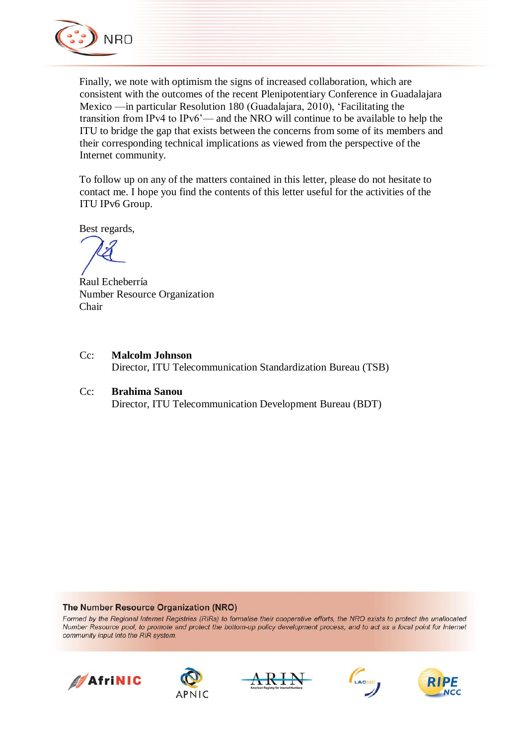Finally, we note with optimism the signs of increased collaboration, which are consistent with the outcomes of the recent Plenipotentiary Conference in Guadalajara Mexico —in particular Resolution 180 (Guadalajara, 2010), 'Facilitating the transition from IPv4 to IPv6'— and the NRO will continue to be available to help the ITU to bridge the gap that exists between the concerns from some of its members and their corresponding technical implications as viewed from the perspective of the Internet community.

To follow up on any of the matters contained in this letter, please do not hesitate to contact me. I hope you find the contents of this letter useful for the activities of the ITU IPv6 Group.

Best regards,

Raul Echeberría
Number Resource Organization
Chair

Cc: **Malcolm Johnson**
Director, ITU Telecommunication Standardization Bureau (TSB)

Cc: **Brahima Sanou**
Director, ITU Telecommunication Development Bureau (BDT)

**The Number Resource Organization (NRO)**

*Formed by the Regional Internet Registries (RIRs) to formalise their cooperative efforts, the NRO exists to protect the unallocated Number Resource pool, to promote and protect the bottom-up policy development process, and to act as a focal point for Internet community input into the RIR system.*

AfriNIC APNIC ARIN LACNIC RIPE NCC